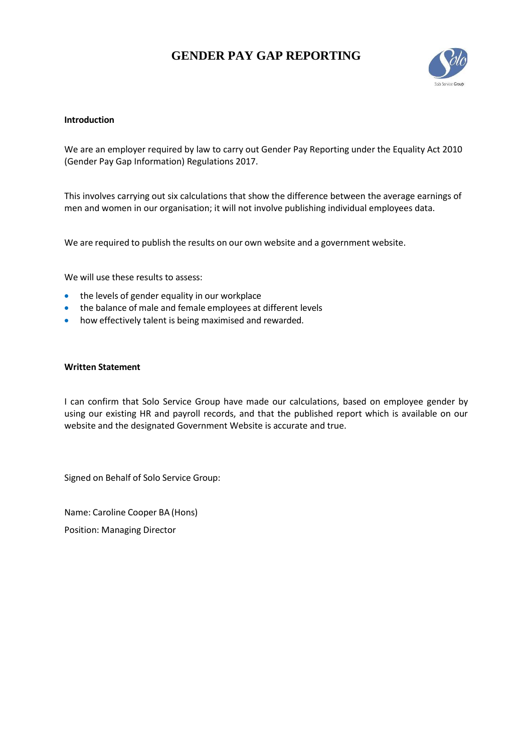# GENDER PAY GAP REPORTING

**Introduction**

We are an employer required by law to carry out Gender Pay Reporting under the Equality Act 2010 (Gender Pay Gap Information) Regulations 2017.

This involves carrying out six calculations that show the difference between the average earnings of men and women in our organisation; it will not involve publishing individual employees data.

We are required to publish the results on our own website and a government website.

We will use these results to assess:

- the levels of gender equality in our workplace
- the balance of male and female employees at different levels
- how effectively talent is being maximised and rewarded.

**Written Statement**

I can confirm that Solo Service Group have made our calculations, based on employee gender by using our existing HR and payroll records, and that the published report which is available on our website and the designated Government Website is accurate and true.

Signed on Behalf of Solo Service Group:

Name: Caroline Cooper BA (Hons)

Position: Managing Director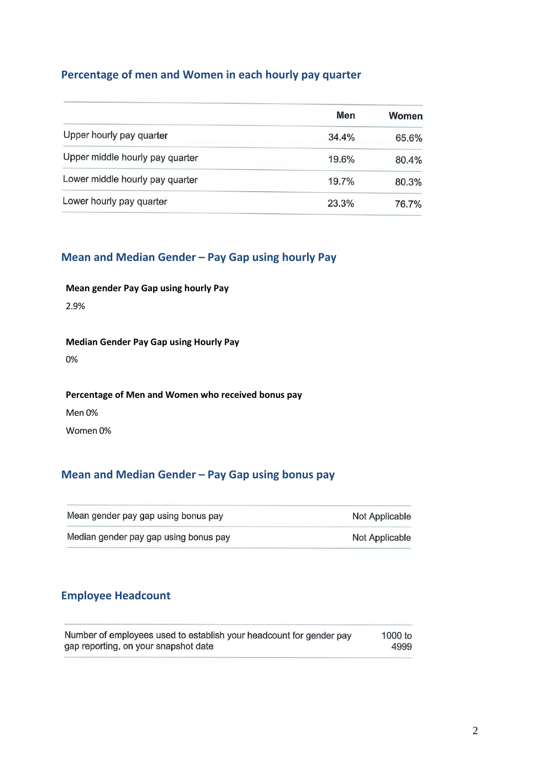## Percentage of men and Women in each hourly pay quarter

| | Men | Women |
|---|---|---|
| Upper hourly pay quarter | 34.4% | 65.6% |
| Upper middle hourly pay quarter | 19.6% | 80.4% |
| Lower middle hourly pay quarter | 19.7% | 80.3% |
| Lower hourly pay quarter | 23.3% | 76.7% |

## Mean and Median Gender – Pay Gap using hourly Pay

**Mean gender Pay Gap using hourly Pay**

2.9%

**Median Gender Pay Gap using Hourly Pay**

0%

**Percentage of Men and Women who received bonus pay**

Men 0%

Women 0%

## Mean and Median Gender – Pay Gap using bonus pay

| | |
|---|---|
| Mean gender pay gap using bonus pay | Not Applicable |
| Median gender pay gap using bonus pay | Not Applicable |

## Employee Headcount

| | |
|---|---|
| Number of employees used to establish your headcount for gender pay gap reporting, on your snapshot date | 1000 to 4999 |